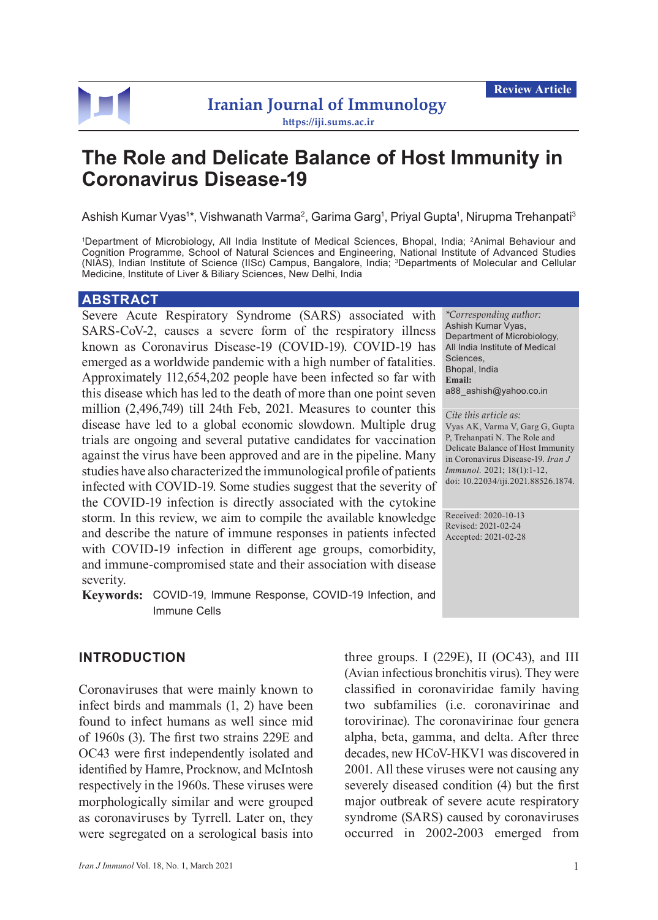Review Article

# The Role and Delicate Balance of Host Immunity in Coronavirus Disease-19

Ashish Kumar Vyas[1]*, Vishwanath Varma[2], Garima Garg[1], Priyal Gupta[1], Nirupma Trehanpati[3]

[1]Department of Microbiology, All India Institute of Medical Sciences, Bhopal, India; [2]Animal Behaviour and Cognition Programme, School of Natural Sciences and Engineering, National Institute of Advanced Studies (NIAS), Indian Institute of Science (IISc) Campus, Bangalore, India; [3]Departments of Molecular and Cellular Medicine, Institute of Liver & Biliary Sciences, New Delhi, India

## ABSTRACT

Severe Acute Respiratory Syndrome (SARS) associated with SARS-CoV-2, causes a severe form of the respiratory illness known as Coronavirus Disease-19 (COVID-19). COVID-19 has emerged as a worldwide pandemic with a high number of fatalities. Approximately 112,654,202 people have been infected so far with this disease which has led to the death of more than one point seven million (2,496,749) till 24th Feb, 2021. Measures to counter this disease have led to a global economic slowdown. Multiple drug trials are ongoing and several putative candidates for vaccination against the virus have been approved and are in the pipeline. Many studies have also characterized the immunological profile of patients infected with COVID-19. Some studies suggest that the severity of the COVID-19 infection is directly associated with the cytokine storm. In this review, we aim to compile the available knowledge and describe the nature of immune responses in patients infected with COVID-19 infection in different age groups, comorbidity, and immune-compromised state and their association with disease severity.

**Keywords:** COVID-19, Immune Response, COVID-19 Infection, and Immune Cells

*\*Corresponding author:*
Ashish Kumar Vyas,
Department of Microbiology,
All India Institute of Medical Sciences,
Bhopal, India
**Email:** a88_ashish@yahoo.co.in

*Cite this article as:*
Vyas AK, Varma V, Garg G, Gupta P, Trehanpati N. The Role and Delicate Balance of Host Immunity in Coronavirus Disease-19. *Iran J Immunol.* 2021; 18(1):1-12,
doi: 10.22034/iji.2021.88526.1874.

Received: 2020-10-13
Revised: 2021-02-24
Accepted: 2021-02-28

## INTRODUCTION

Coronaviruses that were mainly known to infect birds and mammals (1, 2) have been found to infect humans as well since mid of 1960s (3). The first two strains 229E and OC43 were first independently isolated and identified by Hamre, Procknow, and McIntosh respectively in the 1960s. These viruses were morphologically similar and were grouped as coronaviruses by Tyrrell. Later on, they were segregated on a serological basis into three groups. I (229E), II (OC43), and III (Avian infectious bronchitis virus). They were classified in coronaviridae family having two subfamilies (i.e. coronavirinae and torovirinae). The coronavirinae four genera alpha, beta, gamma, and delta. After three decades, new HCoV-HKV1 was discovered in 2001. All these viruses were not causing any severely diseased condition (4) but the first major outbreak of severe acute respiratory syndrome (SARS) caused by coronaviruses occurred in 2002-2003 emerged from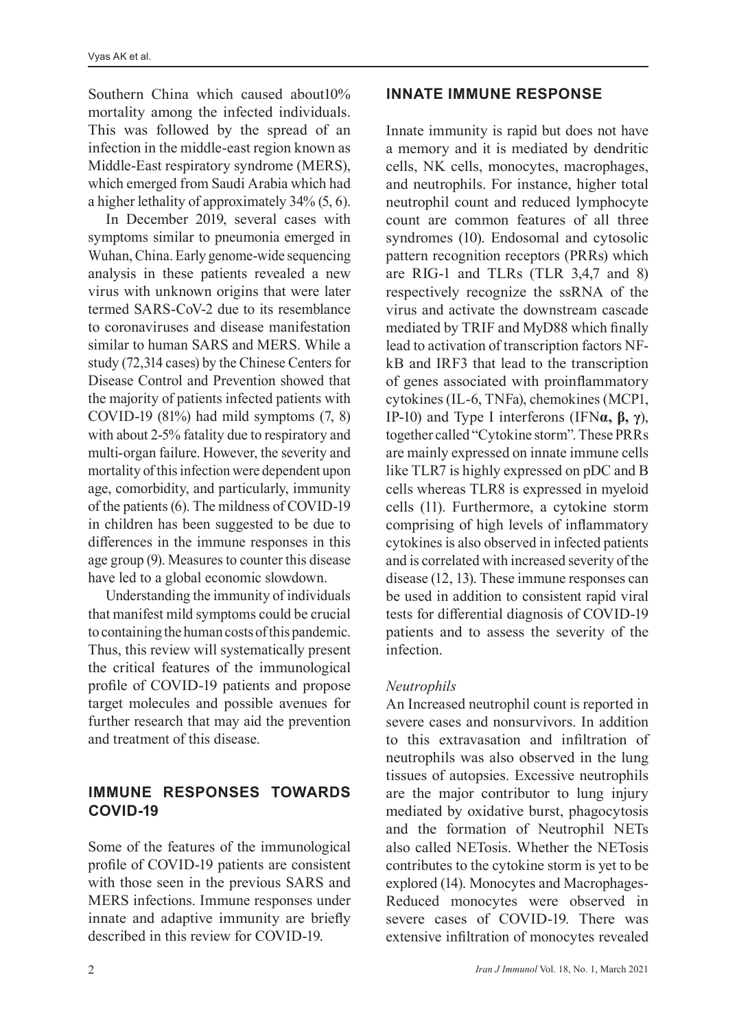Southern China which caused about10% mortality among the infected individuals. This was followed by the spread of an infection in the middle-east region known as Middle-East respiratory syndrome (MERS), which emerged from Saudi Arabia which had a higher lethality of approximately 34% (5, 6).

In December 2019, several cases with symptoms similar to pneumonia emerged in Wuhan, China. Early genome-wide sequencing analysis in these patients revealed a new virus with unknown origins that were later termed SARS-CoV-2 due to its resemblance to coronaviruses and disease manifestation similar to human SARS and MERS. While a study (72,314 cases) by the Chinese Centers for Disease Control and Prevention showed that the majority of patients infected patients with COVID-19 (81%) had mild symptoms (7, 8) with about 2-5% fatality due to respiratory and multi-organ failure. However, the severity and mortality of this infection were dependent upon age, comorbidity, and particularly, immunity of the patients (6). The mildness of COVID-19 in children has been suggested to be due to differences in the immune responses in this age group (9). Measures to counter this disease have led to a global economic slowdown.

Understanding the immunity of individuals that manifest mild symptoms could be crucial to containing the human costs of this pandemic. Thus, this review will systematically present the critical features of the immunological profile of COVID-19 patients and propose target molecules and possible avenues for further research that may aid the prevention and treatment of this disease.

## IMMUNE RESPONSES TOWARDS COVID-19

Some of the features of the immunological profile of COVID-19 patients are consistent with those seen in the previous SARS and MERS infections. Immune responses under innate and adaptive immunity are briefly described in this review for COVID-19.

## INNATE IMMUNE RESPONSE

Innate immunity is rapid but does not have a memory and it is mediated by dendritic cells, NK cells, monocytes, macrophages, and neutrophils. For instance, higher total neutrophil count and reduced lymphocyte count are common features of all three syndromes (10). Endosomal and cytosolic pattern recognition receptors (PRRs) which are RIG-1 and TLRs (TLR 3,4,7 and 8) respectively recognize the ssRNA of the virus and activate the downstream cascade mediated by TRIF and MyD88 which finally lead to activation of transcription factors NF-kB and IRF3 that lead to the transcription of genes associated with proinflammatory cytokines (IL-6, TNFa), chemokines (MCP1, IP-10) and Type I interferons (IFN**α, β, γ**), together called "Cytokine storm". These PRRs are mainly expressed on innate immune cells like TLR7 is highly expressed on pDC and B cells whereas TLR8 is expressed in myeloid cells (11). Furthermore, a cytokine storm comprising of high levels of inflammatory cytokines is also observed in infected patients and is correlated with increased severity of the disease (12, 13). These immune responses can be used in addition to consistent rapid viral tests for differential diagnosis of COVID-19 patients and to assess the severity of the infection.

### *Neutrophils*

An Increased neutrophil count is reported in severe cases and nonsurvivors. In addition to this extravasation and infiltration of neutrophils was also observed in the lung tissues of autopsies. Excessive neutrophils are the major contributor to lung injury mediated by oxidative burst, phagocytosis and the formation of Neutrophil NETs also called NETosis. Whether the NETosis contributes to the cytokine storm is yet to be explored (14). Monocytes and Macrophages-Reduced monocytes were observed in severe cases of COVID-19. There was extensive infiltration of monocytes revealed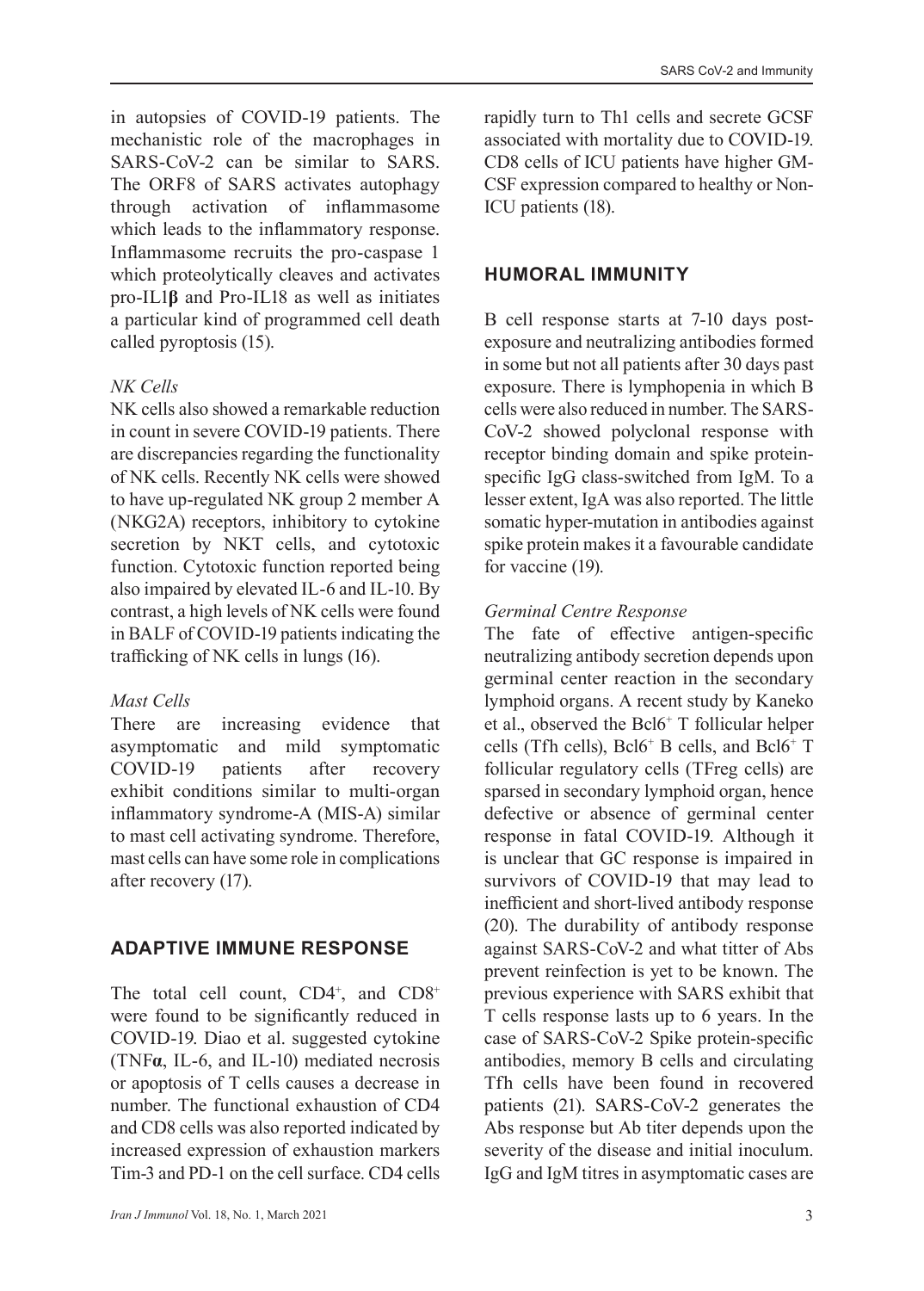in autopsies of COVID-19 patients. The mechanistic role of the macrophages in SARS-CoV-2 can be similar to SARS. The ORF8 of SARS activates autophagy through activation of inflammasome which leads to the inflammatory response. Inflammasome recruits the pro-caspase 1 which proteolytically cleaves and activates pro-IL1**β** and Pro-IL18 as well as initiates a particular kind of programmed cell death called pyroptosis (15).

### *NK Cells*

NK cells also showed a remarkable reduction in count in severe COVID-19 patients. There are discrepancies regarding the functionality of NK cells. Recently NK cells were showed to have up-regulated NK group 2 member A (NKG2A) receptors, inhibitory to cytokine secretion by NKT cells, and cytotoxic function. Cytotoxic function reported being also impaired by elevated IL-6 and IL-10. By contrast, a high levels of NK cells were found in BALF of COVID-19 patients indicating the trafficking of NK cells in lungs (16).

### *Mast Cells*

There are increasing evidence that asymptomatic and mild symptomatic COVID-19 patients after recovery exhibit conditions similar to multi-organ inflammatory syndrome-A (MIS-A) similar to mast cell activating syndrome. Therefore, mast cells can have some role in complications after recovery (17).

## ADAPTIVE IMMUNE RESPONSE

The total cell count, $CD4^+$, and $CD8^+$ were found to be significantly reduced in COVID-19. Diao et al. suggested cytokine (TNF**α**, IL-6, and IL-10) mediated necrosis or apoptosis of T cells causes a decrease in number. The functional exhaustion of CD4 and CD8 cells was also reported indicated by increased expression of exhaustion markers Tim-3 and PD-1 on the cell surface. CD4 cells rapidly turn to Th1 cells and secrete GCSF associated with mortality due to COVID-19. CD8 cells of ICU patients have higher GM-CSF expression compared to healthy or Non-ICU patients (18).

## HUMORAL IMMUNITY

B cell response starts at 7-10 days post-exposure and neutralizing antibodies formed in some but not all patients after 30 days past exposure. There is lymphopenia in which B cells were also reduced in number. The SARS-CoV-2 showed polyclonal response with receptor binding domain and spike protein-specific IgG class-switched from IgM. To a lesser extent, IgA was also reported. The little somatic hyper-mutation in antibodies against spike protein makes it a favourable candidate for vaccine (19).

### *Germinal Centre Response*

The fate of effective antigen-specific neutralizing antibody secretion depends upon germinal center reaction in the secondary lymphoid organs. A recent study by Kaneko et al., observed the $Bcl6^+$ T follicular helper cells (Tfh cells), $Bcl6^+$ B cells, and $Bcl6^+$ T follicular regulatory cells (TFreg cells) are sparsed in secondary lymphoid organ, hence defective or absence of germinal center response in fatal COVID-19. Although it is unclear that GC response is impaired in survivors of COVID-19 that may lead to inefficient and short-lived antibody response (20). The durability of antibody response against SARS-CoV-2 and what titter of Abs prevent reinfection is yet to be known. The previous experience with SARS exhibit that T cells response lasts up to 6 years. In the case of SARS-CoV-2 Spike protein-specific antibodies, memory B cells and circulating Tfh cells have been found in recovered patients (21). SARS-CoV-2 generates the Abs response but Ab titer depends upon the severity of the disease and initial inoculum. IgG and IgM titres in asymptomatic cases are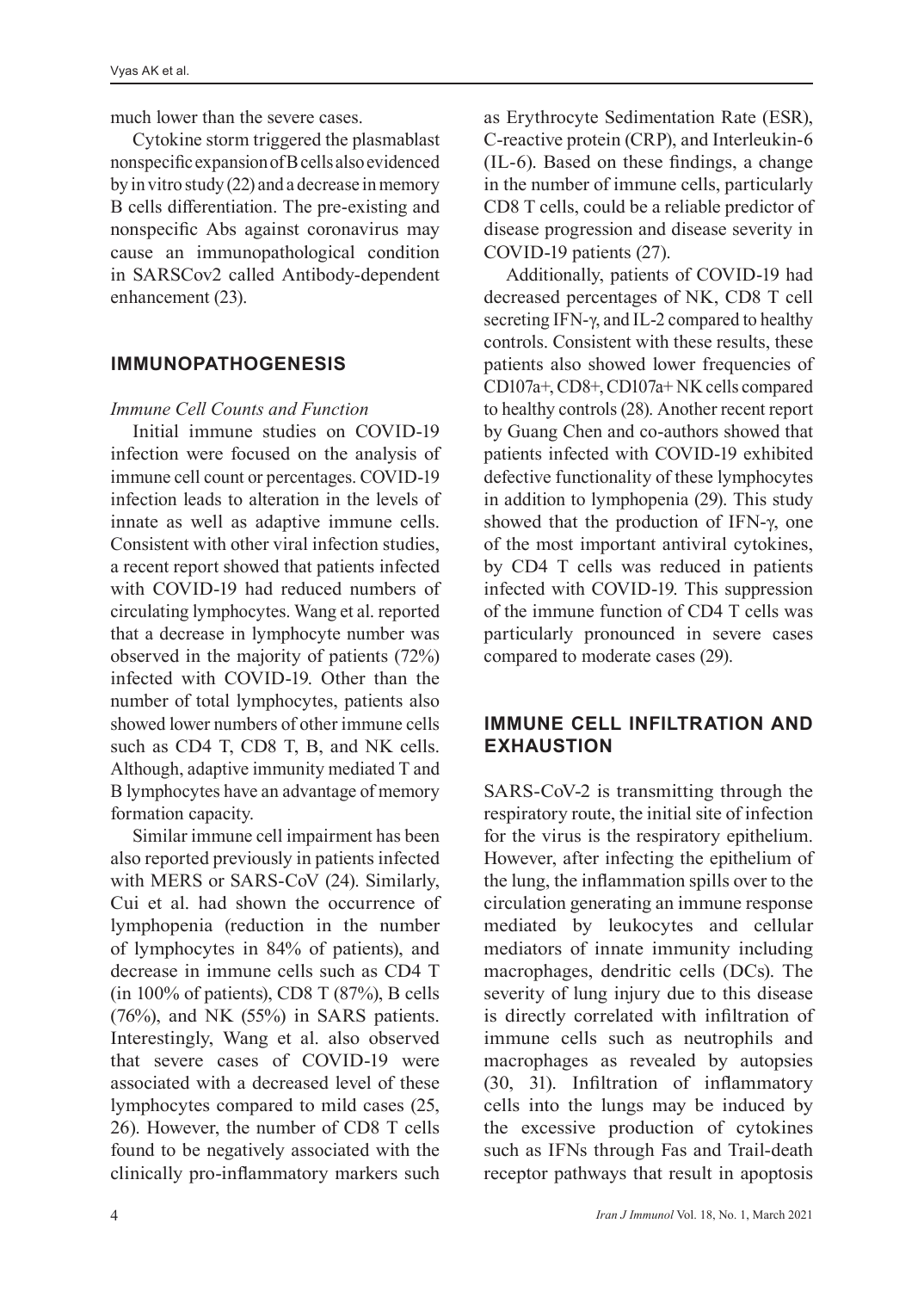much lower than the severe cases.

Cytokine storm triggered the plasmablast nonspecific expansion of B cells also evidenced by in vitro study (22) and a decrease in memory B cells differentiation. The pre-existing and nonspecific Abs against coronavirus may cause an immunopathological condition in SARSCov2 called Antibody-dependent enhancement (23).

## IMMUNOPATHOGENESIS

### *Immune Cell Counts and Function*

Initial immune studies on COVID-19 infection were focused on the analysis of immune cell count or percentages. COVID-19 infection leads to alteration in the levels of innate as well as adaptive immune cells. Consistent with other viral infection studies, a recent report showed that patients infected with COVID-19 had reduced numbers of circulating lymphocytes. Wang et al. reported that a decrease in lymphocyte number was observed in the majority of patients (72%) infected with COVID-19. Other than the number of total lymphocytes, patients also showed lower numbers of other immune cells such as CD4 T, CD8 T, B, and NK cells. Although, adaptive immunity mediated T and B lymphocytes have an advantage of memory formation capacity.

Similar immune cell impairment has been also reported previously in patients infected with MERS or SARS-CoV (24). Similarly, Cui et al. had shown the occurrence of lymphopenia (reduction in the number of lymphocytes in 84% of patients), and decrease in immune cells such as CD4 T (in 100% of patients), CD8 T (87%), B cells (76%), and NK (55%) in SARS patients. Interestingly, Wang et al. also observed that severe cases of COVID-19 were associated with a decreased level of these lymphocytes compared to mild cases (25, 26). However, the number of CD8 T cells found to be negatively associated with the clinically pro-inflammatory markers such as Erythrocyte Sedimentation Rate (ESR), C-reactive protein (CRP), and Interleukin-6 (IL-6). Based on these findings, a change in the number of immune cells, particularly CD8 T cells, could be a reliable predictor of disease progression and disease severity in COVID-19 patients (27).

Additionally, patients of COVID-19 had decreased percentages of NK, CD8 T cell secreting IFN-γ, and IL-2 compared to healthy controls. Consistent with these results, these patients also showed lower frequencies of CD107a+, CD8+, CD107a+ NK cells compared to healthy controls (28). Another recent report by Guang Chen and co-authors showed that patients infected with COVID-19 exhibited defective functionality of these lymphocytes in addition to lymphopenia (29). This study showed that the production of IFN-γ, one of the most important antiviral cytokines, by CD4 T cells was reduced in patients infected with COVID-19. This suppression of the immune function of CD4 T cells was particularly pronounced in severe cases compared to moderate cases (29).

## IMMUNE CELL INFILTRATION AND EXHAUSTION

SARS-CoV-2 is transmitting through the respiratory route, the initial site of infection for the virus is the respiratory epithelium. However, after infecting the epithelium of the lung, the inflammation spills over to the circulation generating an immune response mediated by leukocytes and cellular mediators of innate immunity including macrophages, dendritic cells (DCs). The severity of lung injury due to this disease is directly correlated with infiltration of immune cells such as neutrophils and macrophages as revealed by autopsies (30, 31). Infiltration of inflammatory cells into the lungs may be induced by the excessive production of cytokines such as IFNs through Fas and Trail-death receptor pathways that result in apoptosis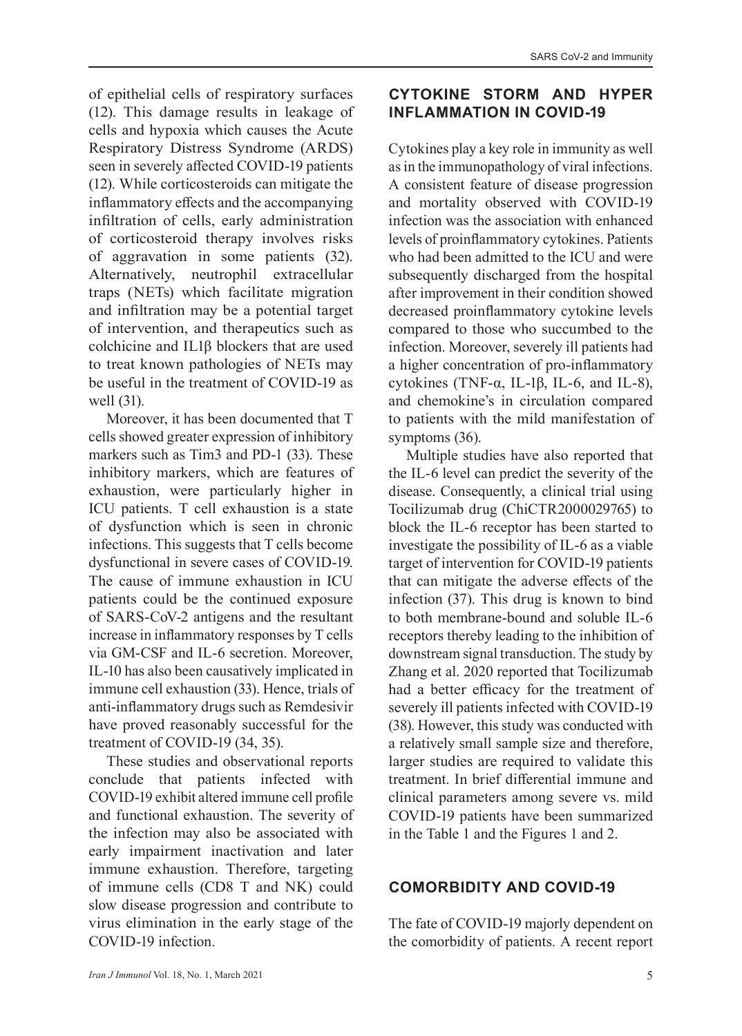of epithelial cells of respiratory surfaces (12). This damage results in leakage of cells and hypoxia which causes the Acute Respiratory Distress Syndrome (ARDS) seen in severely affected COVID-19 patients (12). While corticosteroids can mitigate the inflammatory effects and the accompanying infiltration of cells, early administration of corticosteroid therapy involves risks of aggravation in some patients (32). Alternatively, neutrophil extracellular traps (NETs) which facilitate migration and infiltration may be a potential target of intervention, and therapeutics such as colchicine and IL1β blockers that are used to treat known pathologies of NETs may be useful in the treatment of COVID-19 as well (31).

Moreover, it has been documented that T cells showed greater expression of inhibitory markers such as Tim3 and PD-1 (33). These inhibitory markers, which are features of exhaustion, were particularly higher in ICU patients. T cell exhaustion is a state of dysfunction which is seen in chronic infections. This suggests that T cells become dysfunctional in severe cases of COVID-19. The cause of immune exhaustion in ICU patients could be the continued exposure of SARS-CoV-2 antigens and the resultant increase in inflammatory responses by T cells via GM-CSF and IL-6 secretion. Moreover, IL-10 has also been causatively implicated in immune cell exhaustion (33). Hence, trials of anti-inflammatory drugs such as Remdesivir have proved reasonably successful for the treatment of COVID-19 (34, 35).

These studies and observational reports conclude that patients infected with COVID-19 exhibit altered immune cell profile and functional exhaustion. The severity of the infection may also be associated with early impairment inactivation and later immune exhaustion. Therefore, targeting of immune cells (CD8 T and NK) could slow disease progression and contribute to virus elimination in the early stage of the COVID-19 infection.

## CYTOKINE STORM AND HYPER INFLAMMATION IN COVID-19

Cytokines play a key role in immunity as well as in the immunopathology of viral infections. A consistent feature of disease progression and mortality observed with COVID-19 infection was the association with enhanced levels of proinflammatory cytokines. Patients who had been admitted to the ICU and were subsequently discharged from the hospital after improvement in their condition showed decreased proinflammatory cytokine levels compared to those who succumbed to the infection. Moreover, severely ill patients had a higher concentration of pro-inflammatory cytokines (TNF-α, IL-1β, IL-6, and IL-8), and chemokine's in circulation compared to patients with the mild manifestation of symptoms (36).

Multiple studies have also reported that the IL-6 level can predict the severity of the disease. Consequently, a clinical trial using Tocilizumab drug (ChiCTR2000029765) to block the IL-6 receptor has been started to investigate the possibility of IL-6 as a viable target of intervention for COVID-19 patients that can mitigate the adverse effects of the infection (37). This drug is known to bind to both membrane-bound and soluble IL-6 receptors thereby leading to the inhibition of downstream signal transduction. The study by Zhang et al. 2020 reported that Tocilizumab had a better efficacy for the treatment of severely ill patients infected with COVID-19 (38). However, this study was conducted with a relatively small sample size and therefore, larger studies are required to validate this treatment. In brief differential immune and clinical parameters among severe vs. mild COVID-19 patients have been summarized in the Table 1 and the Figures 1 and 2.

## COMORBIDITY AND COVID-19

The fate of COVID-19 majorly dependent on the comorbidity of patients. A recent report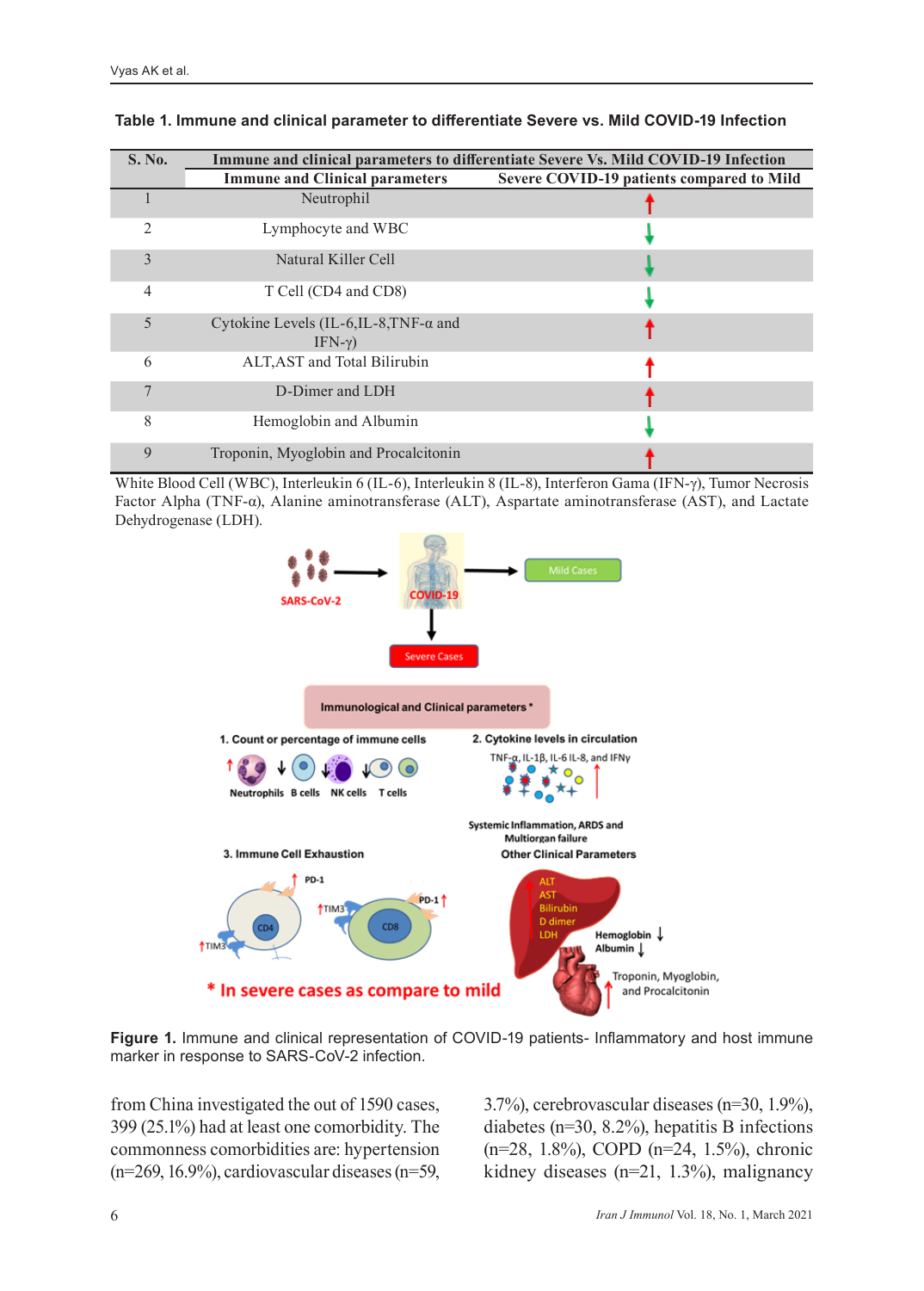**Table 1. Immune and clinical parameter to differentiate Severe vs. Mild COVID-19 Infection**

| S. No. | Immune and clinical parameters to differentiate Severe Vs. Mild COVID-19 Infection | |
|---|---|---|
| | Immune and Clinical parameters | Severe COVID-19 patients compared to Mild |
| 1 | Neutrophil | ↑ |
| 2 | Lymphocyte and WBC | ↓ |
| 3 | Natural Killer Cell | ↓ |
| 4 | T Cell (CD4 and CD8) | ↓ |
| 5 | Cytokine Levels (IL-6,IL-8,TNF-α and IFN-γ) | ↑ |
| 6 | ALT,AST and Total Bilirubin | ↑ |
| 7 | D-Dimer and LDH | ↑ |
| 8 | Hemoglobin and Albumin | ↓ |
| 9 | Troponin, Myoglobin and Procalcitonin | ↑ |

White Blood Cell (WBC), Interleukin 6 (IL-6), Interleukin 8 (IL-8), Interferon Gama (IFN-γ), Tumor Necrosis Factor Alpha (TNF-α), Alanine aminotransferase (ALT), Aspartate aminotransferase (AST), and Lactate Dehydrogenase (LDH).

**Figure 1.** Immune and clinical representation of COVID-19 patients- Inflammatory and host immune marker in response to SARS-CoV-2 infection.

from China investigated the out of 1590 cases, 399 (25.1%) had at least one comorbidity. The commonness comorbidities are: hypertension (n=269, 16.9%), cardiovascular diseases (n=59, 3.7%), cerebrovascular diseases (n=30, 1.9%), diabetes (n=30, 8.2%), hepatitis B infections (n=28, 1.8%), COPD (n=24, 1.5%), chronic kidney diseases (n=21, 1.3%), malignancy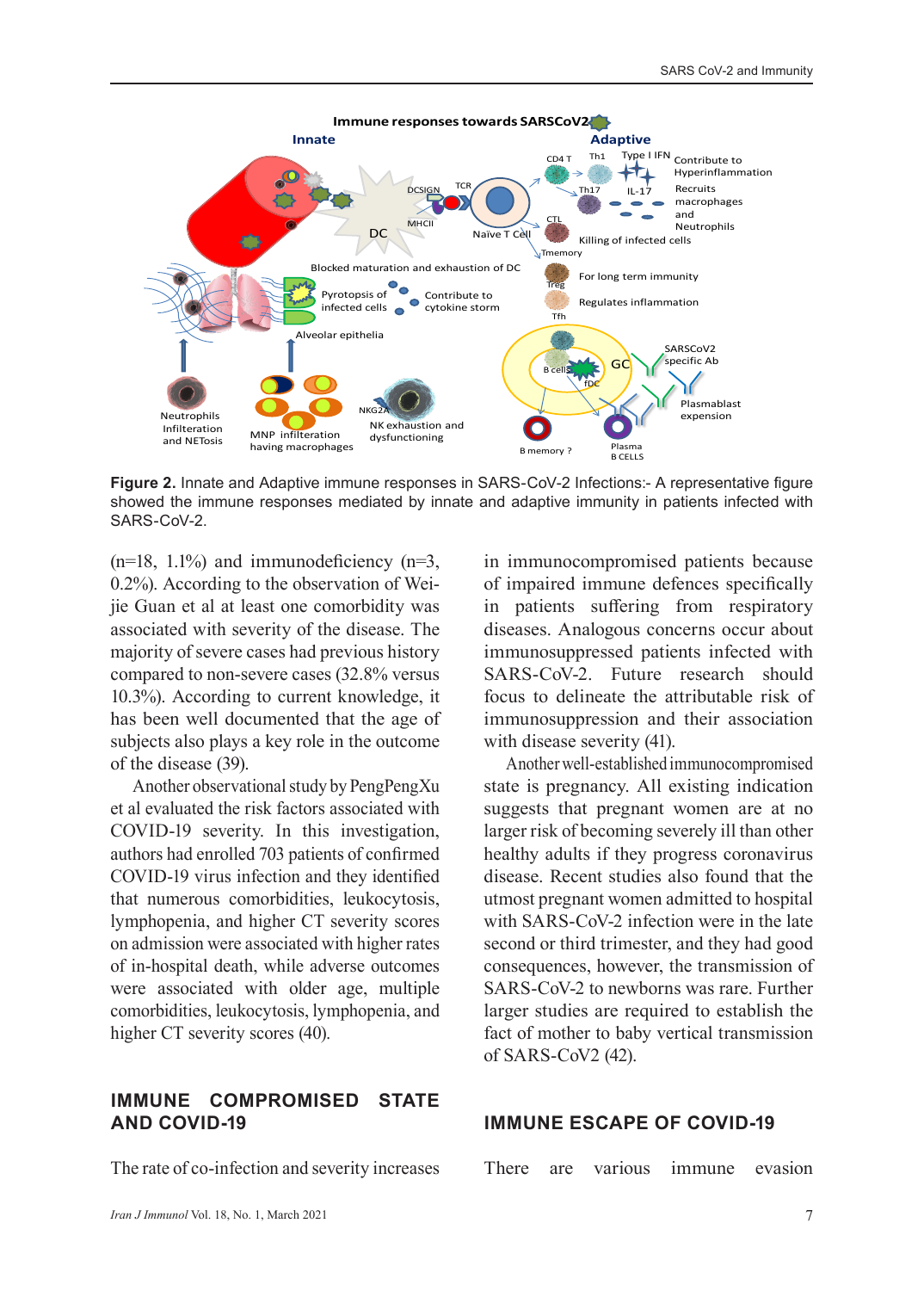**Figure 2.** Innate and Adaptive immune responses in SARS-CoV-2 Infections:- A representative figure showed the immune responses mediated by innate and adaptive immunity in patients infected with SARS-CoV-2.

(n=18, 1.1%) and immunodeficiency (n=3, 0.2%). According to the observation of Wei-jie Guan et al at least one comorbidity was associated with severity of the disease. The majority of severe cases had previous history compared to non-severe cases (32.8% versus 10.3%). According to current knowledge, it has been well documented that the age of subjects also plays a key role in the outcome of the disease (39).

Another observational study by PengPengXu et al evaluated the risk factors associated with COVID-19 severity. In this investigation, authors had enrolled 703 patients of confirmed COVID-19 virus infection and they identified that numerous comorbidities, leukocytosis, lymphopenia, and higher CT severity scores on admission were associated with higher rates of in-hospital death, while adverse outcomes were associated with older age, multiple comorbidities, leukocytosis, lymphopenia, and higher CT severity scores (40).

## IMMUNE COMPROMISED STATE AND COVID-19

The rate of co-infection and severity increases in immunocompromised patients because of impaired immune defences specifically in patients suffering from respiratory diseases. Analogous concerns occur about immunosuppressed patients infected with SARS-CoV-2. Future research should focus to delineate the attributable risk of immunosuppression and their association with disease severity (41).

Another well-established immunocompromised state is pregnancy. All existing indication suggests that pregnant women are at no larger risk of becoming severely ill than other healthy adults if they progress coronavirus disease. Recent studies also found that the utmost pregnant women admitted to hospital with SARS-CoV-2 infection were in the late second or third trimester, and they had good consequences, however, the transmission of SARS-CoV-2 to newborns was rare. Further larger studies are required to establish the fact of mother to baby vertical transmission of SARS-CoV2 (42).

## IMMUNE ESCAPE OF COVID-19

There are various immune evasion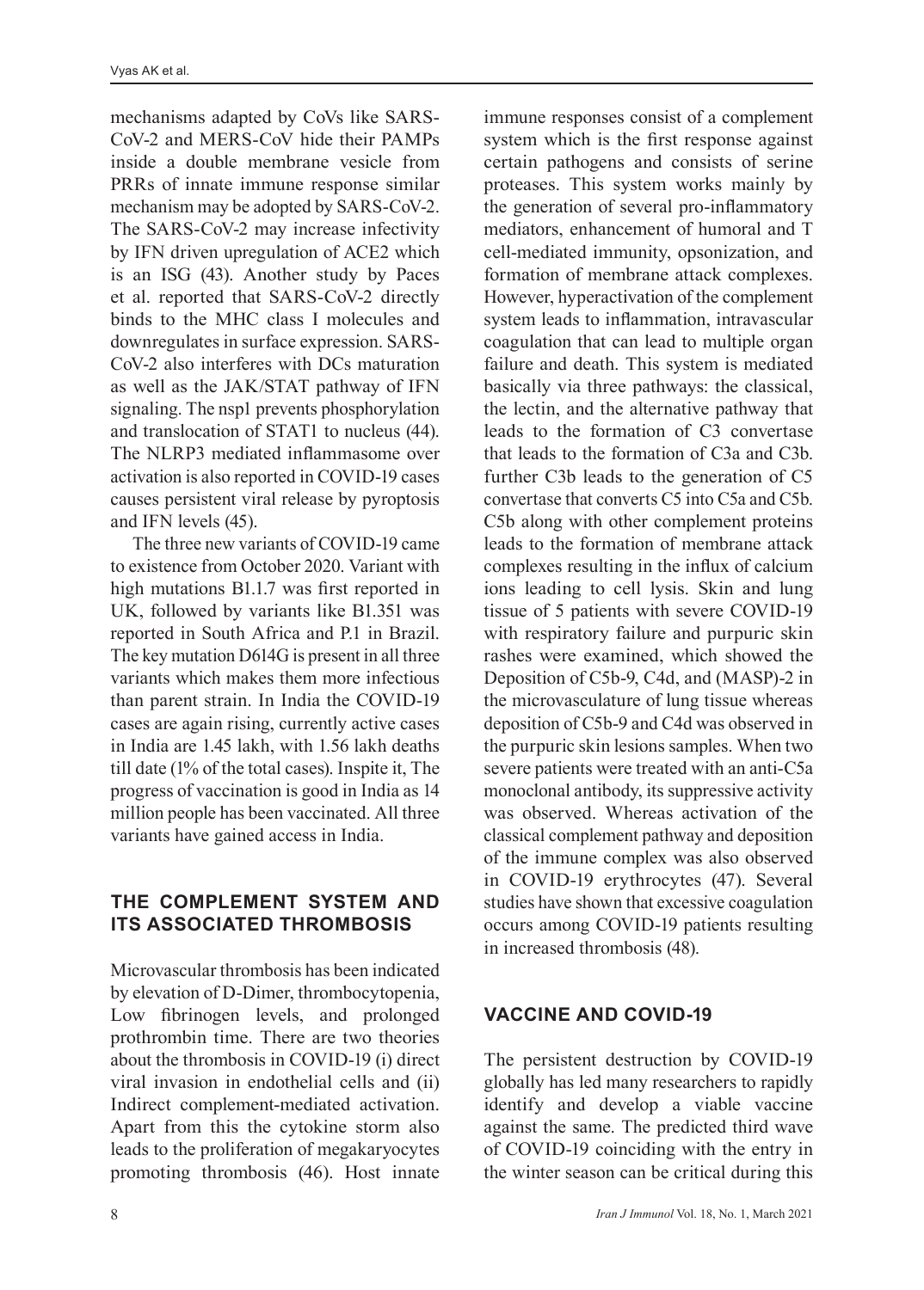mechanisms adapted by CoVs like SARS-CoV-2 and MERS-CoV hide their PAMPs inside a double membrane vesicle from PRRs of innate immune response similar mechanism may be adopted by SARS-CoV-2. The SARS-CoV-2 may increase infectivity by IFN driven upregulation of ACE2 which is an ISG (43). Another study by Paces et al. reported that SARS-CoV-2 directly binds to the MHC class I molecules and downregulates in surface expression. SARS-CoV-2 also interferes with DCs maturation as well as the JAK/STAT pathway of IFN signaling. The nsp1 prevents phosphorylation and translocation of STAT1 to nucleus (44). The NLRP3 mediated inflammasome over activation is also reported in COVID-19 cases causes persistent viral release by pyroptosis and IFN levels (45).

The three new variants of COVID-19 came to existence from October 2020. Variant with high mutations B1.1.7 was first reported in UK, followed by variants like B1.351 was reported in South Africa and P.1 in Brazil. The key mutation D614G is present in all three variants which makes them more infectious than parent strain. In India the COVID-19 cases are again rising, currently active cases in India are 1.45 lakh, with 1.56 lakh deaths till date (1% of the total cases). Inspite it, The progress of vaccination is good in India as 14 million people has been vaccinated. All three variants have gained access in India.

## THE COMPLEMENT SYSTEM AND ITS ASSOCIATED THROMBOSIS

Microvascular thrombosis has been indicated by elevation of D-Dimer, thrombocytopenia, Low fibrinogen levels, and prolonged prothrombin time. There are two theories about the thrombosis in COVID-19 (i) direct viral invasion in endothelial cells and (ii) Indirect complement-mediated activation. Apart from this the cytokine storm also leads to the proliferation of megakaryocytes promoting thrombosis (46). Host innate immune responses consist of a complement system which is the first response against certain pathogens and consists of serine proteases. This system works mainly by the generation of several pro-inflammatory mediators, enhancement of humoral and T cell-mediated immunity, opsonization, and formation of membrane attack complexes. However, hyperactivation of the complement system leads to inflammation, intravascular coagulation that can lead to multiple organ failure and death. This system is mediated basically via three pathways: the classical, the lectin, and the alternative pathway that leads to the formation of C3 convertase that leads to the formation of C3a and C3b. further C3b leads to the generation of C5 convertase that converts C5 into C5a and C5b. C5b along with other complement proteins leads to the formation of membrane attack complexes resulting in the influx of calcium ions leading to cell lysis. Skin and lung tissue of 5 patients with severe COVID-19 with respiratory failure and purpuric skin rashes were examined, which showed the Deposition of C5b-9, C4d, and (MASP)-2 in the microvasculature of lung tissue whereas deposition of C5b-9 and C4d was observed in the purpuric skin lesions samples. When two severe patients were treated with an anti-C5a monoclonal antibody, its suppressive activity was observed. Whereas activation of the classical complement pathway and deposition of the immune complex was also observed in COVID-19 erythrocytes (47). Several studies have shown that excessive coagulation occurs among COVID-19 patients resulting in increased thrombosis (48).

## VACCINE AND COVID-19

The persistent destruction by COVID-19 globally has led many researchers to rapidly identify and develop a viable vaccine against the same. The predicted third wave of COVID-19 coinciding with the entry in the winter season can be critical during this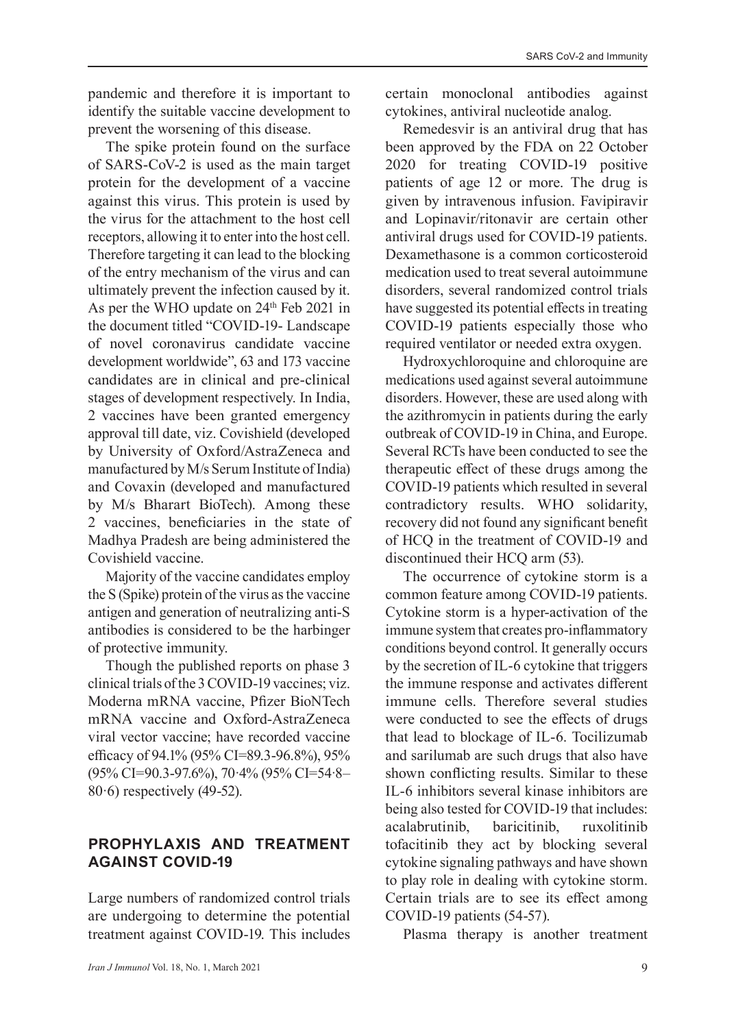pandemic and therefore it is important to identify the suitable vaccine development to prevent the worsening of this disease.

The spike protein found on the surface of SARS-CoV-2 is used as the main target protein for the development of a vaccine against this virus. This protein is used by the virus for the attachment to the host cell receptors, allowing it to enter into the host cell. Therefore targeting it can lead to the blocking of the entry mechanism of the virus and can ultimately prevent the infection caused by it. As per the WHO update on 24th Feb 2021 in the document titled "COVID-19- Landscape of novel coronavirus candidate vaccine development worldwide", 63 and 173 vaccine candidates are in clinical and pre-clinical stages of development respectively. In India, 2 vaccines have been granted emergency approval till date, viz. Covishield (developed by University of Oxford/AstraZeneca and manufactured by M/s Serum Institute of India) and Covaxin (developed and manufactured by M/s Bharart BioTech). Among these 2 vaccines, beneficiaries in the state of Madhya Pradesh are being administered the Covishield vaccine.

Majority of the vaccine candidates employ the S (Spike) protein of the virus as the vaccine antigen and generation of neutralizing anti-S antibodies is considered to be the harbinger of protective immunity.

Though the published reports on phase 3 clinical trials of the 3 COVID-19 vaccines; viz. Moderna mRNA vaccine, Pfizer BioNTech mRNA vaccine and Oxford-AstraZeneca viral vector vaccine; have recorded vaccine efficacy of 94.1% (95% CI=89.3-96.8%), 95% (95% CI=90.3-97.6%), 70·4% (95% CI=54·8–80·6) respectively (49-52).

## PROPHYLAXIS AND TREATMENT AGAINST COVID-19

Large numbers of randomized control trials are undergoing to determine the potential treatment against COVID-19. This includes certain monoclonal antibodies against cytokines, antiviral nucleotide analog.

Remedesvir is an antiviral drug that has been approved by the FDA on 22 October 2020 for treating COVID-19 positive patients of age 12 or more. The drug is given by intravenous infusion. Favipiravir and Lopinavir/ritonavir are certain other antiviral drugs used for COVID-19 patients. Dexamethasone is a common corticosteroid medication used to treat several autoimmune disorders, several randomized control trials have suggested its potential effects in treating COVID-19 patients especially those who required ventilator or needed extra oxygen.

Hydroxychloroquine and chloroquine are medications used against several autoimmune disorders. However, these are used along with the azithromycin in patients during the early outbreak of COVID-19 in China, and Europe. Several RCTs have been conducted to see the therapeutic effect of these drugs among the COVID-19 patients which resulted in several contradictory results. WHO solidarity, recovery did not found any significant benefit of HCQ in the treatment of COVID-19 and discontinued their HCQ arm (53).

The occurrence of cytokine storm is a common feature among COVID-19 patients. Cytokine storm is a hyper-activation of the immune system that creates pro-inflammatory conditions beyond control. It generally occurs by the secretion of IL-6 cytokine that triggers the immune response and activates different immune cells. Therefore several studies were conducted to see the effects of drugs that lead to blockage of IL-6. Tocilizumab and sarilumab are such drugs that also have shown conflicting results. Similar to these IL-6 inhibitors several kinase inhibitors are being also tested for COVID-19 that includes: acalabrutinib, baricitinib, ruxolitinib tofacitinib they act by blocking several cytokine signaling pathways and have shown to play role in dealing with cytokine storm. Certain trials are to see its effect among COVID-19 patients (54-57).

Plasma therapy is another treatment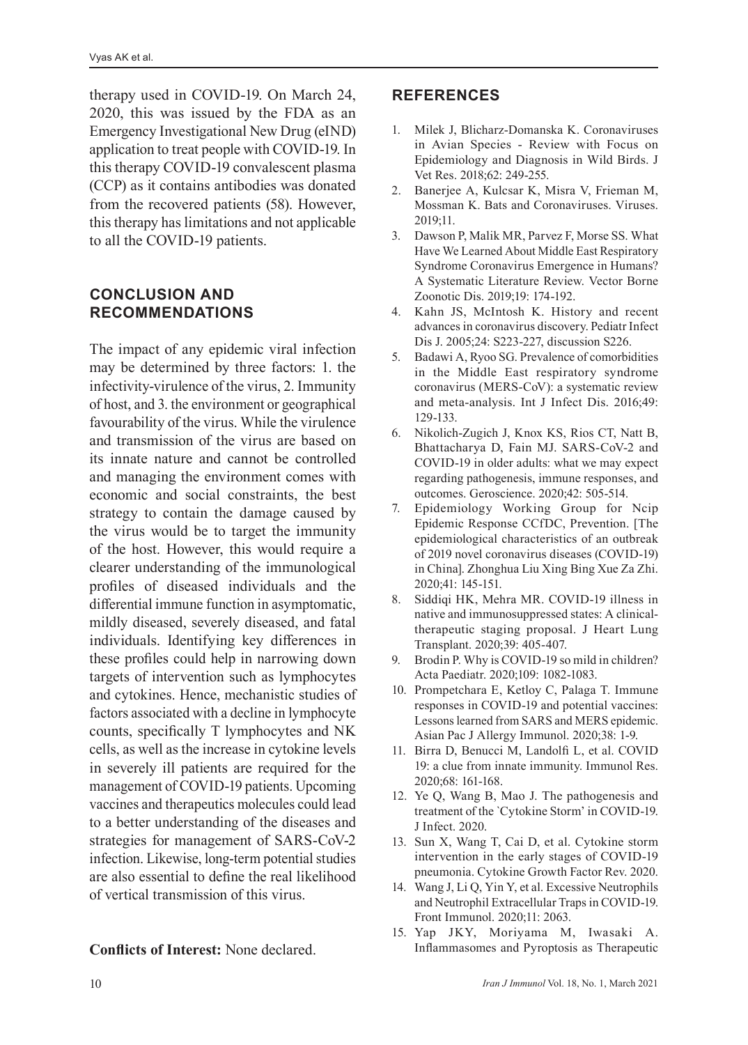therapy used in COVID-19. On March 24, 2020, this was issued by the FDA as an Emergency Investigational New Drug (eIND) application to treat people with COVID-19. In this therapy COVID-19 convalescent plasma (CCP) as it contains antibodies was donated from the recovered patients (58). However, this therapy has limitations and not applicable to all the COVID-19 patients.

## CONCLUSION AND RECOMMENDATIONS

The impact of any epidemic viral infection may be determined by three factors: 1. the infectivity-virulence of the virus, 2. Immunity of host, and 3. the environment or geographical favourability of the virus. While the virulence and transmission of the virus are based on its innate nature and cannot be controlled and managing the environment comes with economic and social constraints, the best strategy to contain the damage caused by the virus would be to target the immunity of the host. However, this would require a clearer understanding of the immunological profiles of diseased individuals and the differential immune function in asymptomatic, mildly diseased, severely diseased, and fatal individuals. Identifying key differences in these profiles could help in narrowing down targets of intervention such as lymphocytes and cytokines. Hence, mechanistic studies of factors associated with a decline in lymphocyte counts, specifically T lymphocytes and NK cells, as well as the increase in cytokine levels in severely ill patients are required for the management of COVID-19 patients. Upcoming vaccines and therapeutics molecules could lead to a better understanding of the diseases and strategies for management of SARS-CoV-2 infection. Likewise, long-term potential studies are also essential to define the real likelihood of vertical transmission of this virus.

**Conflicts of Interest:** None declared.

## REFERENCES

1. Milek J, Blicharz-Domanska K. Coronaviruses in Avian Species - Review with Focus on Epidemiology and Diagnosis in Wild Birds. J Vet Res. 2018;62: 249-255.
2. Banerjee A, Kulcsar K, Misra V, Frieman M, Mossman K. Bats and Coronaviruses. Viruses. 2019;11.
3. Dawson P, Malik MR, Parvez F, Morse SS. What Have We Learned About Middle East Respiratory Syndrome Coronavirus Emergence in Humans? A Systematic Literature Review. Vector Borne Zoonotic Dis. 2019;19: 174-192.
4. Kahn JS, McIntosh K. History and recent advances in coronavirus discovery. Pediatr Infect Dis J. 2005;24: S223-227, discussion S226.
5. Badawi A, Ryoo SG. Prevalence of comorbidities in the Middle East respiratory syndrome coronavirus (MERS-CoV): a systematic review and meta-analysis. Int J Infect Dis. 2016;49: 129-133.
6. Nikolich-Zugich J, Knox KS, Rios CT, Natt B, Bhattacharya D, Fain MJ. SARS-CoV-2 and COVID-19 in older adults: what we may expect regarding pathogenesis, immune responses, and outcomes. Geroscience. 2020;42: 505-514.
7. Epidemiology Working Group for Ncip Epidemic Response CCfDC, Prevention. [The epidemiological characteristics of an outbreak of 2019 novel coronavirus diseases (COVID-19) in China]. Zhonghua Liu Xing Bing Xue Za Zhi. 2020;41: 145-151.
8. Siddiqi HK, Mehra MR. COVID-19 illness in native and immunosuppressed states: A clinical-therapeutic staging proposal. J Heart Lung Transplant. 2020;39: 405-407.
9. Brodin P. Why is COVID-19 so mild in children? Acta Paediatr. 2020;109: 1082-1083.
10. Prompetchara E, Ketloy C, Palaga T. Immune responses in COVID-19 and potential vaccines: Lessons learned from SARS and MERS epidemic. Asian Pac J Allergy Immunol. 2020;38: 1-9.
11. Birra D, Benucci M, Landolfi L, et al. COVID 19: a clue from innate immunity. Immunol Res. 2020;68: 161-168.
12. Ye Q, Wang B, Mao J. The pathogenesis and treatment of the `Cytokine Storm' in COVID-19. J Infect. 2020.
13. Sun X, Wang T, Cai D, et al. Cytokine storm intervention in the early stages of COVID-19 pneumonia. Cytokine Growth Factor Rev. 2020.
14. Wang J, Li Q, Yin Y, et al. Excessive Neutrophils and Neutrophil Extracellular Traps in COVID-19. Front Immunol. 2020;11: 2063.
15. Yap JKY, Moriyama M, Iwasaki A. Inflammasomes and Pyroptosis as Therapeutic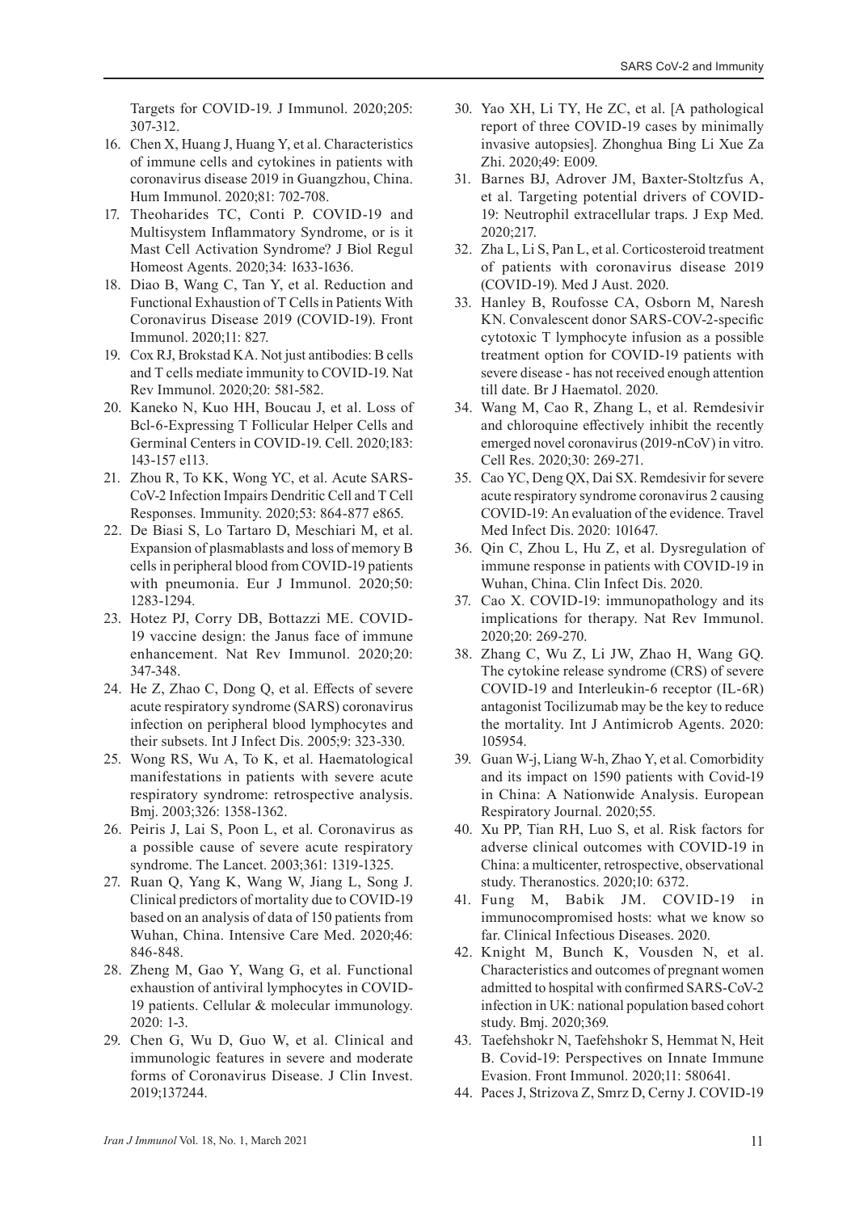Targets for COVID-19. J Immunol. 2020;205: 307-312.

16. Chen X, Huang J, Huang Y, et al. Characteristics of immune cells and cytokines in patients with coronavirus disease 2019 in Guangzhou, China. Hum Immunol. 2020;81: 702-708.
17. Theoharides TC, Conti P. COVID-19 and Multisystem Inflammatory Syndrome, or is it Mast Cell Activation Syndrome? J Biol Regul Homeost Agents. 2020;34: 1633-1636.
18. Diao B, Wang C, Tan Y, et al. Reduction and Functional Exhaustion of T Cells in Patients With Coronavirus Disease 2019 (COVID-19). Front Immunol. 2020;11: 827.
19. Cox RJ, Brokstad KA. Not just antibodies: B cells and T cells mediate immunity to COVID-19. Nat Rev Immunol. 2020;20: 581-582.
20. Kaneko N, Kuo HH, Boucau J, et al. Loss of Bcl-6-Expressing T Follicular Helper Cells and Germinal Centers in COVID-19. Cell. 2020;183: 143-157 e113.
21. Zhou R, To KK, Wong YC, et al. Acute SARS-CoV-2 Infection Impairs Dendritic Cell and T Cell Responses. Immunity. 2020;53: 864-877 e865.
22. De Biasi S, Lo Tartaro D, Meschiari M, et al. Expansion of plasmablasts and loss of memory B cells in peripheral blood from COVID-19 patients with pneumonia. Eur J Immunol. 2020;50: 1283-1294.
23. Hotez PJ, Corry DB, Bottazzi ME. COVID-19 vaccine design: the Janus face of immune enhancement. Nat Rev Immunol. 2020;20: 347-348.
24. He Z, Zhao C, Dong Q, et al. Effects of severe acute respiratory syndrome (SARS) coronavirus infection on peripheral blood lymphocytes and their subsets. Int J Infect Dis. 2005;9: 323-330.
25. Wong RS, Wu A, To K, et al. Haematological manifestations in patients with severe acute respiratory syndrome: retrospective analysis. Bmj. 2003;326: 1358-1362.
26. Peiris J, Lai S, Poon L, et al. Coronavirus as a possible cause of severe acute respiratory syndrome. The Lancet. 2003;361: 1319-1325.
27. Ruan Q, Yang K, Wang W, Jiang L, Song J. Clinical predictors of mortality due to COVID-19 based on an analysis of data of 150 patients from Wuhan, China. Intensive Care Med. 2020;46: 846-848.
28. Zheng M, Gao Y, Wang G, et al. Functional exhaustion of antiviral lymphocytes in COVID-19 patients. Cellular & molecular immunology. 2020: 1-3.
29. Chen G, Wu D, Guo W, et al. Clinical and immunologic features in severe and moderate forms of Coronavirus Disease. J Clin Invest. 2019;137244.
30. Yao XH, Li TY, He ZC, et al. [A pathological report of three COVID-19 cases by minimally invasive autopsies]. Zhonghua Bing Li Xue Za Zhi. 2020;49: E009.
31. Barnes BJ, Adrover JM, Baxter-Stoltzfus A, et al. Targeting potential drivers of COVID-19: Neutrophil extracellular traps. J Exp Med. 2020;217.
32. Zha L, Li S, Pan L, et al. Corticosteroid treatment of patients with coronavirus disease 2019 (COVID-19). Med J Aust. 2020.
33. Hanley B, Roufosse CA, Osborn M, Naresh KN. Convalescent donor SARS-COV-2-specific cytotoxic T lymphocyte infusion as a possible treatment option for COVID-19 patients with severe disease - has not received enough attention till date. Br J Haematol. 2020.
34. Wang M, Cao R, Zhang L, et al. Remdesivir and chloroquine effectively inhibit the recently emerged novel coronavirus (2019-nCoV) in vitro. Cell Res. 2020;30: 269-271.
35. Cao YC, Deng QX, Dai SX. Remdesivir for severe acute respiratory syndrome coronavirus 2 causing COVID-19: An evaluation of the evidence. Travel Med Infect Dis. 2020: 101647.
36. Qin C, Zhou L, Hu Z, et al. Dysregulation of immune response in patients with COVID-19 in Wuhan, China. Clin Infect Dis. 2020.
37. Cao X. COVID-19: immunopathology and its implications for therapy. Nat Rev Immunol. 2020;20: 269-270.
38. Zhang C, Wu Z, Li JW, Zhao H, Wang GQ. The cytokine release syndrome (CRS) of severe COVID-19 and Interleukin-6 receptor (IL-6R) antagonist Tocilizumab may be the key to reduce the mortality. Int J Antimicrob Agents. 2020: 105954.
39. Guan W-j, Liang W-h, Zhao Y, et al. Comorbidity and its impact on 1590 patients with Covid-19 in China: A Nationwide Analysis. European Respiratory Journal. 2020;55.
40. Xu PP, Tian RH, Luo S, et al. Risk factors for adverse clinical outcomes with COVID-19 in China: a multicenter, retrospective, observational study. Theranostics. 2020;10: 6372.
41. Fung M, Babik JM. COVID-19 in immunocompromised hosts: what we know so far. Clinical Infectious Diseases. 2020.
42. Knight M, Bunch K, Vousden N, et al. Characteristics and outcomes of pregnant women admitted to hospital with confirmed SARS-CoV-2 infection in UK: national population based cohort study. Bmj. 2020;369.
43. Taefehshokr N, Taefehshokr S, Hemmat N, Heit B. Covid-19: Perspectives on Innate Immune Evasion. Front Immunol. 2020;11: 580641.
44. Paces J, Strizova Z, Smrz D, Cerny J. COVID-19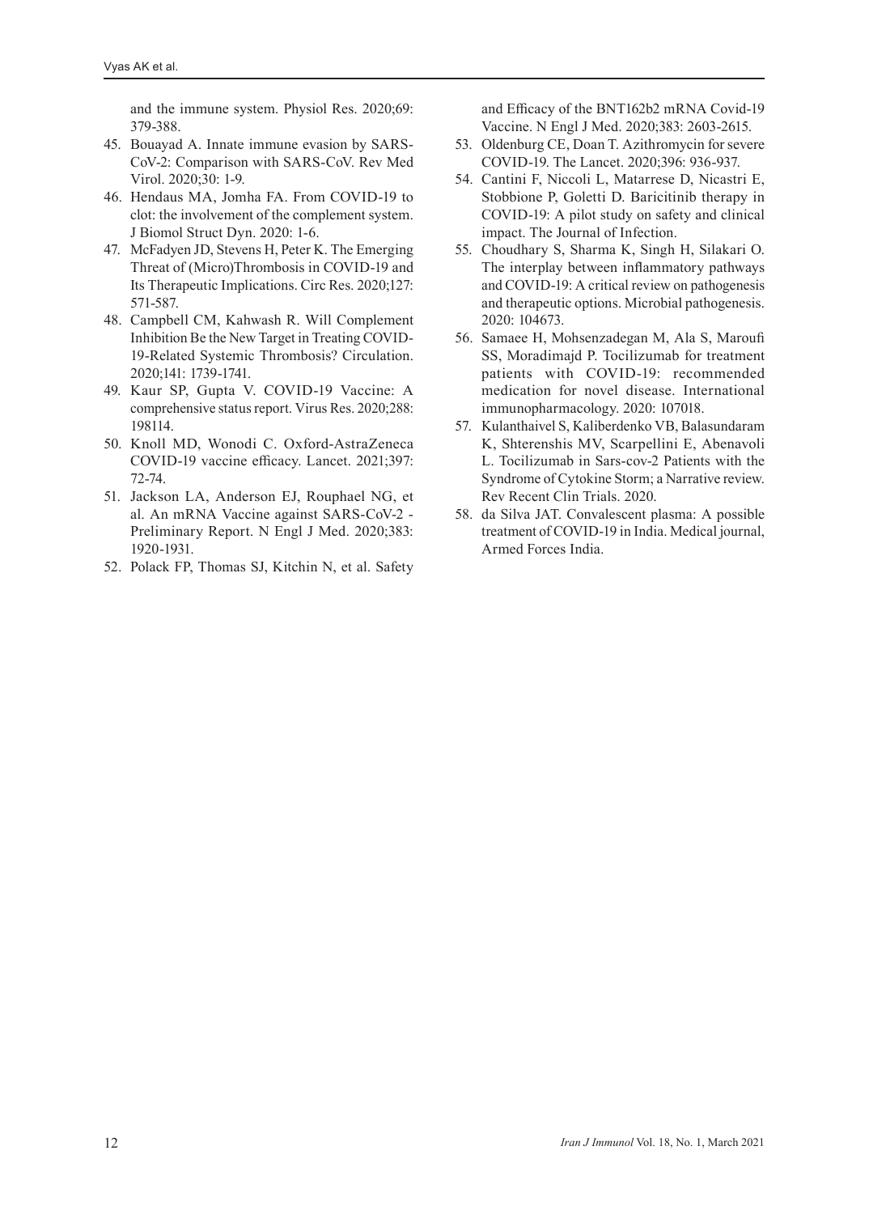and the immune system. Physiol Res. 2020;69: 379-388.

45. Bouayad A. Innate immune evasion by SARS-CoV-2: Comparison with SARS-CoV. Rev Med Virol. 2020;30: 1-9.
46. Hendaus MA, Jomha FA. From COVID-19 to clot: the involvement of the complement system. J Biomol Struct Dyn. 2020: 1-6.
47. McFadyen JD, Stevens H, Peter K. The Emerging Threat of (Micro)Thrombosis in COVID-19 and Its Therapeutic Implications. Circ Res. 2020;127: 571-587.
48. Campbell CM, Kahwash R. Will Complement Inhibition Be the New Target in Treating COVID-19-Related Systemic Thrombosis? Circulation. 2020;141: 1739-1741.
49. Kaur SP, Gupta V. COVID-19 Vaccine: A comprehensive status report. Virus Res. 2020;288: 198114.
50. Knoll MD, Wonodi C. Oxford-AstraZeneca COVID-19 vaccine efficacy. Lancet. 2021;397: 72-74.
51. Jackson LA, Anderson EJ, Rouphael NG, et al. An mRNA Vaccine against SARS-CoV-2 - Preliminary Report. N Engl J Med. 2020;383: 1920-1931.
52. Polack FP, Thomas SJ, Kitchin N, et al. Safety and Efficacy of the BNT162b2 mRNA Covid-19 Vaccine. N Engl J Med. 2020;383: 2603-2615.
53. Oldenburg CE, Doan T. Azithromycin for severe COVID-19. The Lancet. 2020;396: 936-937.
54. Cantini F, Niccoli L, Matarrese D, Nicastri E, Stobbione P, Goletti D. Baricitinib therapy in COVID-19: A pilot study on safety and clinical impact. The Journal of Infection.
55. Choudhary S, Sharma K, Singh H, Silakari O. The interplay between inflammatory pathways and COVID-19: A critical review on pathogenesis and therapeutic options. Microbial pathogenesis. 2020: 104673.
56. Samaee H, Mohsenzadegan M, Ala S, Maroufi SS, Moradimajd P. Tocilizumab for treatment patients with COVID-19: recommended medication for novel disease. International immunopharmacology. 2020: 107018.
57. Kulanthaivel S, Kaliberdenko VB, Balasundaram K, Shterenshis MV, Scarpellini E, Abenavoli L. Tocilizumab in Sars-cov-2 Patients with the Syndrome of Cytokine Storm; a Narrative review. Rev Recent Clin Trials. 2020.
58. da Silva JAT. Convalescent plasma: A possible treatment of COVID-19 in India. Medical journal, Armed Forces India.